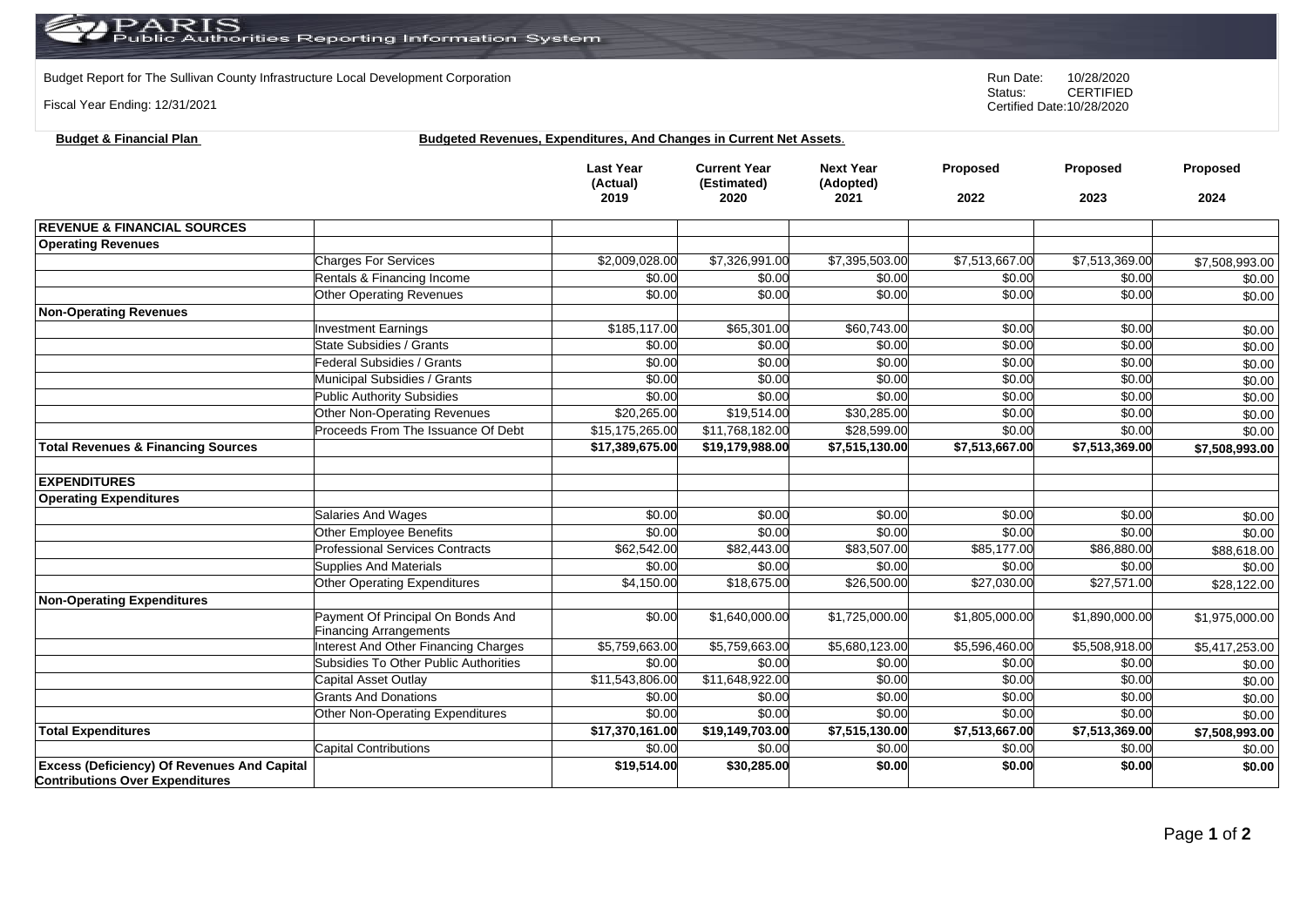PARIS Public Authorities Reporting Information System

Budget Report for The Sullivan County Infrastructure Local Development Corporation

Fiscal Year Ending: 12/31/2021

Run Date: 10/28/2020
Status: CERTIFIED
Certified Date:10/28/2020

**Budget & Financial Plan** **Budgeted Revenues, Expenditures, And Changes in Current Net Assets.**

| | | Last Year (Actual) 2019 | Current Year (Estimated) 2020 | Next Year (Adopted) 2021 | Proposed 2022 | Proposed 2023 | Proposed 2024 |
|---|---|---|---|---|---|---|---|
| **REVENUE & FINANCIAL SOURCES** | | | | | | | |
| **Operating Revenues** | | | | | | | |
| | Charges For Services | $2,009,028.00 | $7,326,991.00 | $7,395,503.00 | $7,513,667.00 | $7,513,369.00 | $7,508,993.00 |
| | Rentals & Financing Income | $0.00 | $0.00 | $0.00 | $0.00 | $0.00 | $0.00 |
| | Other Operating Revenues | $0.00 | $0.00 | $0.00 | $0.00 | $0.00 | $0.00 |
| **Non-Operating Revenues** | | | | | | | |
| | Investment Earnings | $185,117.00 | $65,301.00 | $60,743.00 | $0.00 | $0.00 | $0.00 |
| | State Subsidies / Grants | $0.00 | $0.00 | $0.00 | $0.00 | $0.00 | $0.00 |
| | Federal Subsidies / Grants | $0.00 | $0.00 | $0.00 | $0.00 | $0.00 | $0.00 |
| | Municipal Subsidies / Grants | $0.00 | $0.00 | $0.00 | $0.00 | $0.00 | $0.00 |
| | Public Authority Subsidies | $0.00 | $0.00 | $0.00 | $0.00 | $0.00 | $0.00 |
| | Other Non-Operating Revenues | $20,265.00 | $19,514.00 | $30,285.00 | $0.00 | $0.00 | $0.00 |
| | Proceeds From The Issuance Of Debt | $15,175,265.00 | $11,768,182.00 | $28,599.00 | $0.00 | $0.00 | $0.00 |
| **Total Revenues & Financing Sources** | | **$17,389,675.00** | **$19,179,988.00** | **$7,515,130.00** | **$7,513,667.00** | **$7,513,369.00** | **$7,508,993.00** |
| | | | | | | | |
| **EXPENDITURES** | | | | | | | |
| **Operating Expenditures** | | | | | | | |
| | Salaries And Wages | $0.00 | $0.00 | $0.00 | $0.00 | $0.00 | $0.00 |
| | Other Employee Benefits | $0.00 | $0.00 | $0.00 | $0.00 | $0.00 | $0.00 |
| | Professional Services Contracts | $62,542.00 | $82,443.00 | $83,507.00 | $85,177.00 | $86,880.00 | $88,618.00 |
| | Supplies And Materials | $0.00 | $0.00 | $0.00 | $0.00 | $0.00 | $0.00 |
| | Other Operating Expenditures | $4,150.00 | $18,675.00 | $26,500.00 | $27,030.00 | $27,571.00 | $28,122.00 |
| **Non-Operating Expenditures** | | | | | | | |
| | Payment Of Principal On Bonds And Financing Arrangements | $0.00 | $1,640,000.00 | $1,725,000.00 | $1,805,000.00 | $1,890,000.00 | $1,975,000.00 |
| | Interest And Other Financing Charges | $5,759,663.00 | $5,759,663.00 | $5,680,123.00 | $5,596,460.00 | $5,508,918.00 | $5,417,253.00 |
| | Subsidies To Other Public Authorities | $0.00 | $0.00 | $0.00 | $0.00 | $0.00 | $0.00 |
| | Capital Asset Outlay | $11,543,806.00 | $11,648,922.00 | $0.00 | $0.00 | $0.00 | $0.00 |
| | Grants And Donations | $0.00 | $0.00 | $0.00 | $0.00 | $0.00 | $0.00 |
| | Other Non-Operating Expenditures | $0.00 | $0.00 | $0.00 | $0.00 | $0.00 | $0.00 |
| **Total Expenditures** | | **$17,370,161.00** | **$19,149,703.00** | **$7,515,130.00** | **$7,513,667.00** | **$7,513,369.00** | **$7,508,993.00** |
| | Capital Contributions | $0.00 | $0.00 | $0.00 | $0.00 | $0.00 | $0.00 |
| **Excess (Deficiency) Of Revenues And Capital Contributions Over Expenditures** | | **$19,514.00** | **$30,285.00** | **$0.00** | **$0.00** | **$0.00** | **$0.00** |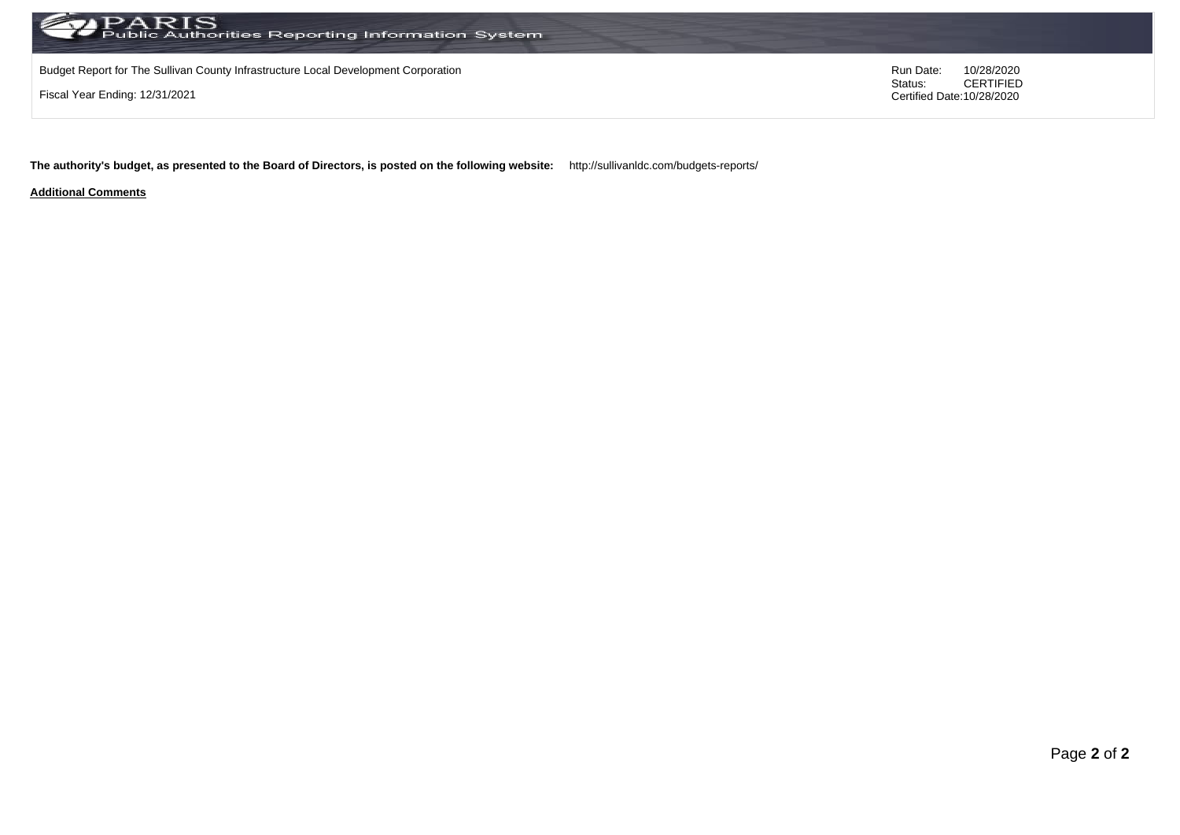Budget Report for The Sullivan County Infrastructure Local Development Corporation

Fiscal Year Ending: 12/31/2021

Run Date: 10/28/2020
Status: CERTIFIED
Certified Date:10/28/2020

**The authority's budget, as presented to the Board of Directors, is posted on the following website:** http://sullivanldc.com/budgets-reports/

**Additional Comments**